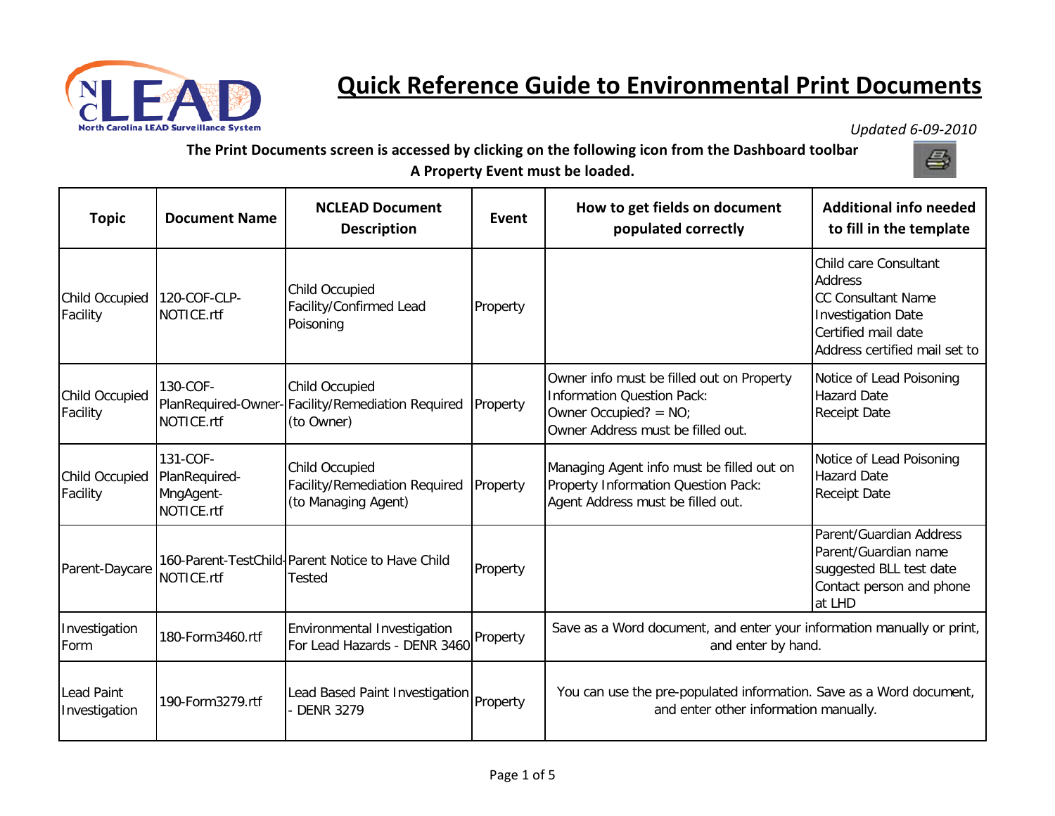# Quick Reference Guide to Environmental Print Documents

*Updated 6-09-2010*

**The Print Documents screen is accessed by clicking on the following icon from the Dashboard toolbar**

**A Property Event must be loaded.**

| Topic | Document Name | NCLEAD Document Description | Event | How to get fields on document populated correctly | Additional info needed to fill in the template |
|---|---|---|---|---|---|
| Child Occupied Facility | 120-COF-CLP-NOTICE.rtf | Child Occupied Facility/Confirmed Lead Poisoning | Property | | Child care Consultant Address<br>CC Consultant Name<br>Investigation Date<br>Certified mail date<br>Address certified mail set to |
| Child Occupied Facility | 130-COF-PlanRequired-Owner-NOTICE.rtf | Child Occupied Facility/Remediation Required (to Owner) | Property | Owner info must be filled out on Property Information Question Pack:<br>Owner Occupied? = NO;<br>Owner Address must be filled out. | Notice of Lead Poisoning Hazard Date<br>Receipt Date |
| Child Occupied Facility | 131-COF-PlanRequired-MngAgent-NOTICE.rtf | Child Occupied Facility/Remediation Required (to Managing Agent) | Property | Managing Agent info must be filled out on Property Information Question Pack:<br>Agent Address must be filled out. | Notice of Lead Poisoning Hazard Date<br>Receipt Date |
| Parent-Daycare | 160-Parent-TestChild-NOTICE.rtf | Parent Notice to Have Child Tested | Property | | Parent/Guardian Address<br>Parent/Guardian name<br>suggested BLL test date<br>Contact person and phone at LHD |
| Investigation Form | 180-Form3460.rtf | Environmental Investigation For Lead Hazards - DENR 3460 | Property | Save as a Word document, and enter your information manually or print, and enter by hand. | |
| Lead Paint Investigation | 190-Form3279.rtf | Lead Based Paint Investigation - DENR 3279 | Property | You can use the pre-populated information. Save as a Word document, and enter other information manually. | |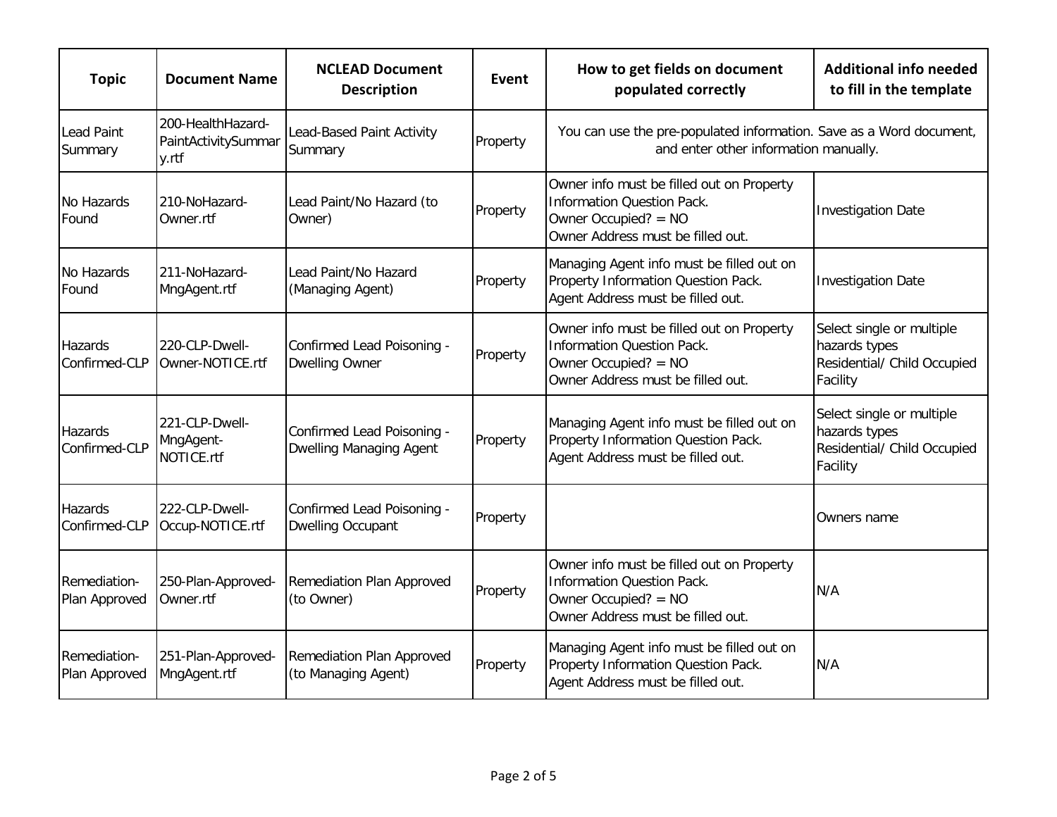| Topic | Document Name | NCLEAD Document Description | Event | How to get fields on document populated correctly | Additional info needed to fill in the template |
|---|---|---|---|---|---|
| Lead Paint Summary | 200-HealthHazard-PaintActivitySummary.rtf | Lead-Based Paint Activity Summary | Property | You can use the pre-populated information. Save as a Word document, and enter other information manually. | |
| No Hazards Found | 210-NoHazard-Owner.rtf | Lead Paint/No Hazard (to Owner) | Property | Owner info must be filled out on Property Information Question Pack.<br>Owner Occupied? = NO<br>Owner Address must be filled out. | Investigation Date |
| No Hazards Found | 211-NoHazard-MngAgent.rtf | Lead Paint/No Hazard (Managing Agent) | Property | Managing Agent info must be filled out on Property Information Question Pack.<br>Agent Address must be filled out. | Investigation Date |
| Hazards Confirmed-CLP | 220-CLP-Dwell-Owner-NOTICE.rtf | Confirmed Lead Poisoning - Dwelling Owner | Property | Owner info must be filled out on Property Information Question Pack.<br>Owner Occupied? = NO<br>Owner Address must be filled out. | Select single or multiple hazards types<br>Residential/ Child Occupied Facility |
| Hazards Confirmed-CLP | 221-CLP-Dwell-MngAgent-NOTICE.rtf | Confirmed Lead Poisoning - Dwelling Managing Agent | Property | Managing Agent info must be filled out on Property Information Question Pack.<br>Agent Address must be filled out. | Select single or multiple hazards types<br>Residential/ Child Occupied Facility |
| Hazards Confirmed-CLP | 222-CLP-Dwell-Occup-NOTICE.rtf | Confirmed Lead Poisoning - Dwelling Occupant | Property | | Owners name |
| Remediation-Plan Approved | 250-Plan-Approved-Owner.rtf | Remediation Plan Approved (to Owner) | Property | Owner info must be filled out on Property Information Question Pack.<br>Owner Occupied? = NO<br>Owner Address must be filled out. | N/A |
| Remediation-Plan Approved | 251-Plan-Approved-MngAgent.rtf | Remediation Plan Approved (to Managing Agent) | Property | Managing Agent info must be filled out on Property Information Question Pack.<br>Agent Address must be filled out. | N/A |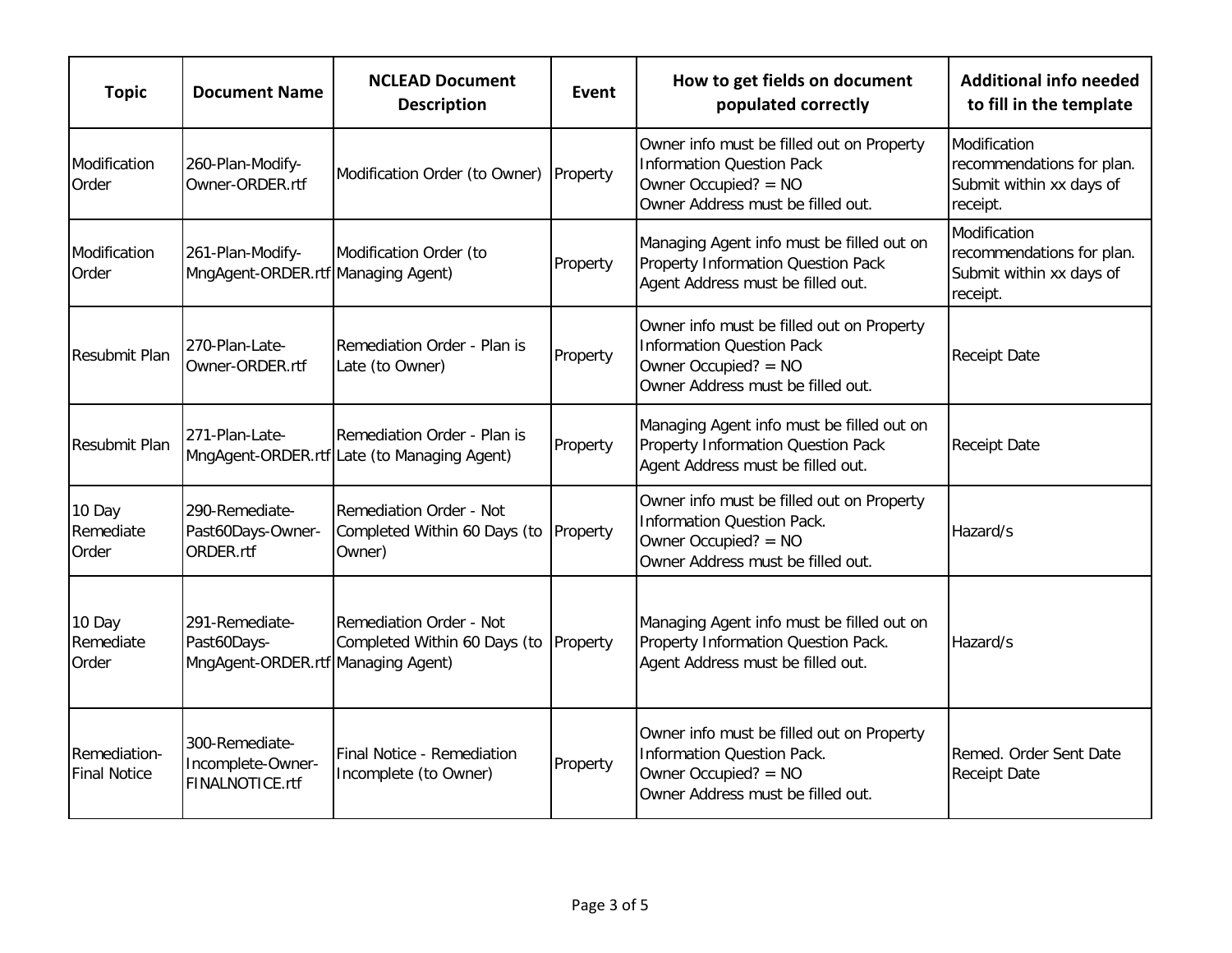| Topic | Document Name | NCLEAD Document Description | Event | How to get fields on document populated correctly | Additional info needed to fill in the template |
|---|---|---|---|---|---|
| Modification Order | 260-Plan-Modify-Owner-ORDER.rtf | Modification Order (to Owner) | Property | Owner info must be filled out on Property Information Question Pack<br>Owner Occupied? = NO<br>Owner Address must be filled out. | Modification recommendations for plan. Submit within xx days of receipt. |
| Modification Order | 261-Plan-Modify-MngAgent-ORDER.rtf | Modification Order (to Managing Agent) | Property | Managing Agent info must be filled out on Property Information Question Pack<br>Agent Address must be filled out. | Modification recommendations for plan. Submit within xx days of receipt. |
| Resubmit Plan | 270-Plan-Late-Owner-ORDER.rtf | Remediation Order - Plan is Late (to Owner) | Property | Owner info must be filled out on Property Information Question Pack<br>Owner Occupied? = NO<br>Owner Address must be filled out. | Receipt Date |
| Resubmit Plan | 271-Plan-Late-MngAgent-ORDER.rtf | Remediation Order - Plan is Late (to Managing Agent) | Property | Managing Agent info must be filled out on Property Information Question Pack<br>Agent Address must be filled out. | Receipt Date |
| 10 Day Remediate Order | 290-Remediate-Past60Days-Owner-ORDER.rtf | Remediation Order - Not Completed Within 60 Days (to Owner) | Property | Owner info must be filled out on Property Information Question Pack.<br>Owner Occupied? = NO<br>Owner Address must be filled out. | Hazard/s |
| 10 Day Remediate Order | 291-Remediate-Past60Days-MngAgent-ORDER.rtf | Remediation Order - Not Completed Within 60 Days (to Managing Agent) | Property | Managing Agent info must be filled out on Property Information Question Pack.<br>Agent Address must be filled out. | Hazard/s |
| Remediation-Final Notice | 300-Remediate-Incomplete-Owner-FINALNOTICE.rtf | Final Notice - Remediation Incomplete (to Owner) | Property | Owner info must be filled out on Property Information Question Pack.<br>Owner Occupied? = NO<br>Owner Address must be filled out. | Remed. Order Sent Date<br>Receipt Date |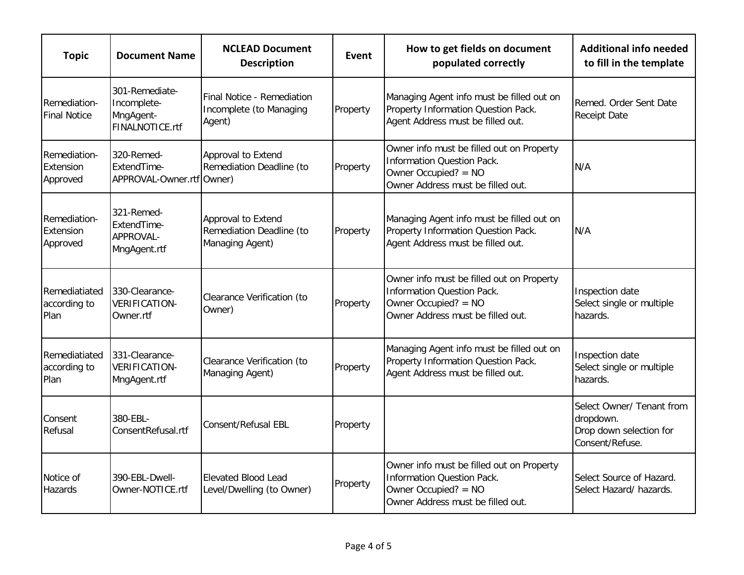| Topic | Document Name | NCLEAD Document Description | Event | How to get fields on document populated correctly | Additional info needed to fill in the template |
|---|---|---|---|---|---|
| Remediation-Final Notice | 301-Remediate-Incomplete-MngAgent-FINALNOTICE.rtf | Final Notice - Remediation Incomplete (to Managing Agent) | Property | Managing Agent info must be filled out on Property Information Question Pack.<br>Agent Address must be filled out. | Remed. Order Sent Date<br>Receipt Date |
| Remediation-Extension Approved | 320-Remed-ExtendTime-APPROVAL-Owner.rtf | Approval to Extend Remediation Deadline (to Owner) | Property | Owner info must be filled out on Property Information Question Pack.<br>Owner Occupied? = NO<br>Owner Address must be filled out. | N/A |
| Remediation-Extension Approved | 321-Remed-ExtendTime-APPROVAL-MngAgent.rtf | Approval to Extend Remediation Deadline (to Managing Agent) | Property | Managing Agent info must be filled out on Property Information Question Pack.<br>Agent Address must be filled out. | N/A |
| Remediatiated according to Plan | 330-Clearance-VERIFICATION-Owner.rtf | Clearance Verification (to Owner) | Property | Owner info must be filled out on Property Information Question Pack.<br>Owner Occupied? = NO<br>Owner Address must be filled out. | Inspection date<br>Select single or multiple hazards. |
| Remediatiated according to Plan | 331-Clearance-VERIFICATION-MngAgent.rtf | Clearance Verification (to Managing Agent) | Property | Managing Agent info must be filled out on Property Information Question Pack.<br>Agent Address must be filled out. | Inspection date<br>Select single or multiple hazards. |
| Consent Refusal | 380-EBL-ConsentRefusal.rtf | Consent/Refusal EBL | Property | | Select Owner/ Tenant from dropdown.<br>Drop down selection for Consent/Refuse. |
| Notice of Hazards | 390-EBL-Dwell-Owner-NOTICE.rtf | Elevated Blood Lead Level/Dwelling (to Owner) | Property | Owner info must be filled out on Property Information Question Pack.<br>Owner Occupied? = NO<br>Owner Address must be filled out. | Select Source of Hazard.<br>Select Hazard/ hazards. |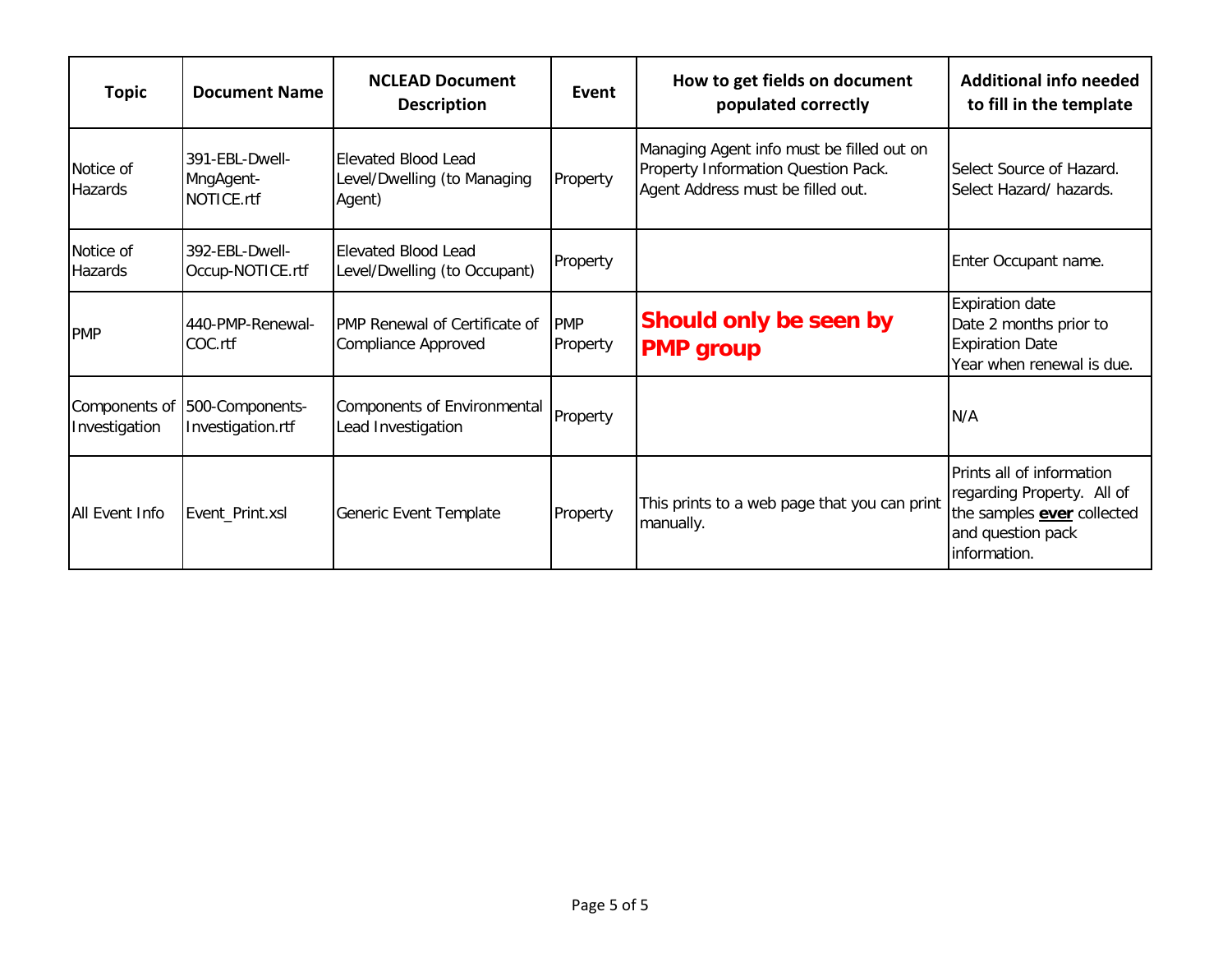| Topic | Document Name | NCLEAD Document Description | Event | How to get fields on document populated correctly | Additional info needed to fill in the template |
|---|---|---|---|---|---|
| Notice of Hazards | 391-EBL-Dwell-MngAgent-NOTICE.rtf | Elevated Blood Lead Level/Dwelling (to Managing Agent) | Property | Managing Agent info must be filled out on Property Information Question Pack. Agent Address must be filled out. | Select Source of Hazard. Select Hazard/ hazards. |
| Notice of Hazards | 392-EBL-Dwell-Occup-NOTICE.rtf | Elevated Blood Lead Level/Dwelling (to Occupant) | Property | | Enter Occupant name. |
| PMP | 440-PMP-Renewal-COC.rtf | PMP Renewal of Certificate of Compliance Approved | PMP Property | **Should only be seen by PMP group** | Expiration date<br>Date 2 months prior to Expiration Date<br>Year when renewal is due. |
| Components of Investigation | 500-Components-Investigation.rtf | Components of Environmental Lead Investigation | Property | | N/A |
| All Event Info | Event_Print.xsl | Generic Event Template | Property | This prints to a web page that you can print manually. | Prints all of information regarding Property. All of the samples **ever** collected and question pack information. |